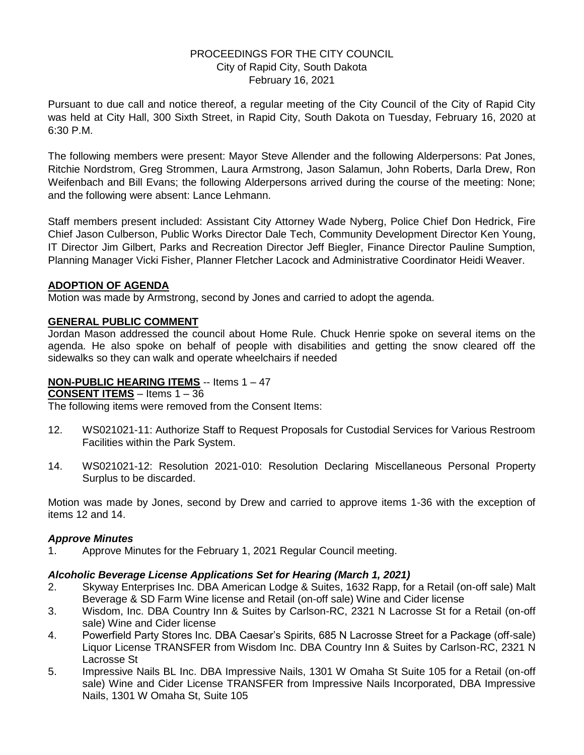PROCEEDINGS FOR THE CITY COUNCIL
City of Rapid City, South Dakota
February 16, 2021

Pursuant to due call and notice thereof, a regular meeting of the City Council of the City of Rapid City was held at City Hall, 300 Sixth Street, in Rapid City, South Dakota on Tuesday, February 16, 2020 at 6:30 P.M.

The following members were present: Mayor Steve Allender and the following Alderpersons: Pat Jones, Ritchie Nordstrom, Greg Strommen, Laura Armstrong, Jason Salamun, John Roberts, Darla Drew, Ron Weifenbach and Bill Evans; the following Alderpersons arrived during the course of the meeting: None; and the following were absent: Lance Lehmann.

Staff members present included: Assistant City Attorney Wade Nyberg, Police Chief Don Hedrick, Fire Chief Jason Culberson, Public Works Director Dale Tech, Community Development Director Ken Young, IT Director Jim Gilbert, Parks and Recreation Director Jeff Biegler, Finance Director Pauline Sumption, Planning Manager Vicki Fisher, Planner Fletcher Lacock and Administrative Coordinator Heidi Weaver.

**ADOPTION OF AGENDA**

Motion was made by Armstrong, second by Jones and carried to adopt the agenda.

**GENERAL PUBLIC COMMENT**

Jordan Mason addressed the council about Home Rule. Chuck Henrie spoke on several items on the agenda. He also spoke on behalf of people with disabilities and getting the snow cleared off the sidewalks so they can walk and operate wheelchairs if needed

**NON-PUBLIC HEARING ITEMS** -- Items 1 – 47

**CONSENT ITEMS** – Items 1 – 36

The following items were removed from the Consent Items:

12. WS021021-11: Authorize Staff to Request Proposals for Custodial Services for Various Restroom Facilities within the Park System.

14. WS021021-12: Resolution 2021-010: Resolution Declaring Miscellaneous Personal Property Surplus to be discarded.

Motion was made by Jones, second by Drew and carried to approve items 1-36 with the exception of items 12 and 14.

***Approve Minutes***

1. Approve Minutes for the February 1, 2021 Regular Council meeting.

***Alcoholic Beverage License Applications Set for Hearing (March 1, 2021)***

2. Skyway Enterprises Inc. DBA American Lodge & Suites, 1632 Rapp, for a Retail (on-off sale) Malt Beverage & SD Farm Wine license and Retail (on-off sale) Wine and Cider license
3. Wisdom, Inc. DBA Country Inn & Suites by Carlson-RC, 2321 N Lacrosse St for a Retail (on-off sale) Wine and Cider license
4. Powerfield Party Stores Inc. DBA Caesar's Spirits, 685 N Lacrosse Street for a Package (off-sale) Liquor License TRANSFER from Wisdom Inc. DBA Country Inn & Suites by Carlson-RC, 2321 N Lacrosse St
5. Impressive Nails BL Inc. DBA Impressive Nails, 1301 W Omaha St Suite 105 for a Retail (on-off sale) Wine and Cider License TRANSFER from Impressive Nails Incorporated, DBA Impressive Nails, 1301 W Omaha St, Suite 105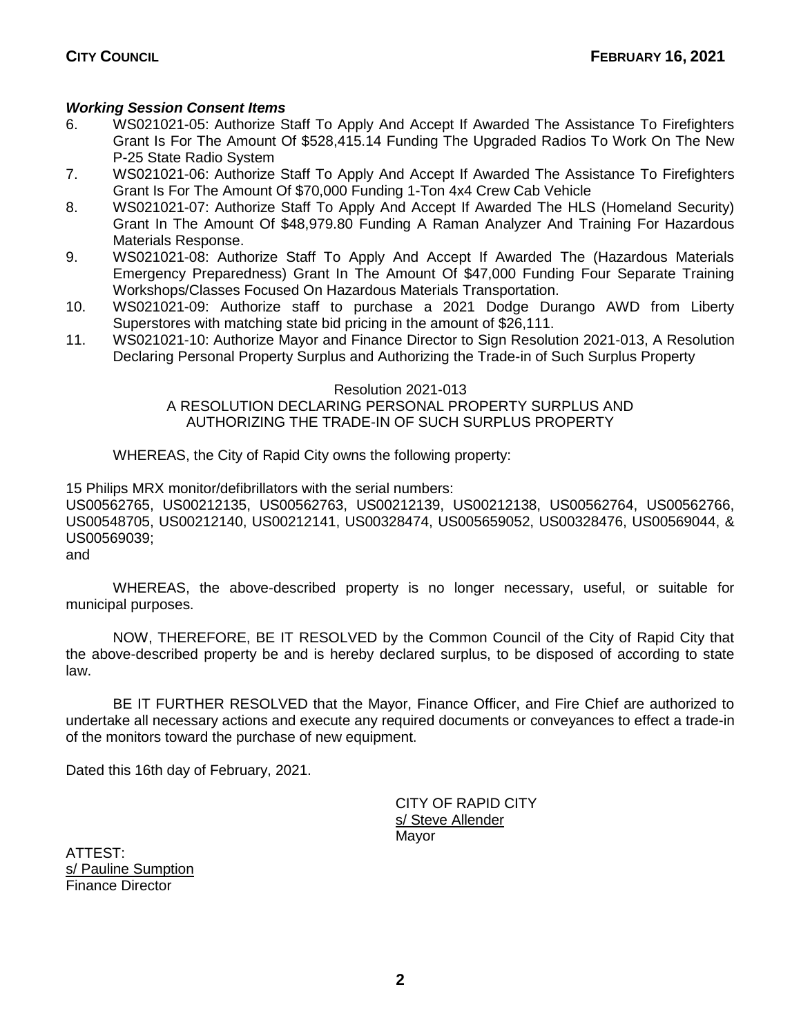***Working Session Consent Items***

6. WS021021-05: Authorize Staff To Apply And Accept If Awarded The Assistance To Firefighters Grant Is For The Amount Of $528,415.14 Funding The Upgraded Radios To Work On The New P-25 State Radio System
7. WS021021-06: Authorize Staff To Apply And Accept If Awarded The Assistance To Firefighters Grant Is For The Amount Of $70,000 Funding 1-Ton 4x4 Crew Cab Vehicle
8. WS021021-07: Authorize Staff To Apply And Accept If Awarded The HLS (Homeland Security) Grant In The Amount Of $48,979.80 Funding A Raman Analyzer And Training For Hazardous Materials Response.
9. WS021021-08: Authorize Staff To Apply And Accept If Awarded The (Hazardous Materials Emergency Preparedness) Grant In The Amount Of $47,000 Funding Four Separate Training Workshops/Classes Focused On Hazardous Materials Transportation.
10. WS021021-09: Authorize staff to purchase a 2021 Dodge Durango AWD from Liberty Superstores with matching state bid pricing in the amount of $26,111.
11. WS021021-10: Authorize Mayor and Finance Director to Sign Resolution 2021-013, A Resolution Declaring Personal Property Surplus and Authorizing the Trade-in of Such Surplus Property

Resolution 2021-013
A RESOLUTION DECLARING PERSONAL PROPERTY SURPLUS AND AUTHORIZING THE TRADE-IN OF SUCH SURPLUS PROPERTY

WHEREAS, the City of Rapid City owns the following property:

15 Philips MRX monitor/defibrillators with the serial numbers:
US00562765, US00212135, US00562763, US00212139, US00212138, US00562764, US00562766, US00548705, US00212140, US00212141, US00328474, US005659052, US00328476, US00569044, & US00569039;
and

WHEREAS, the above-described property is no longer necessary, useful, or suitable for municipal purposes.

NOW, THEREFORE, BE IT RESOLVED by the Common Council of the City of Rapid City that the above-described property be and is hereby declared surplus, to be disposed of according to state law.

BE IT FURTHER RESOLVED that the Mayor, Finance Officer, and Fire Chief are authorized to undertake all necessary actions and execute any required documents or conveyances to effect a trade-in of the monitors toward the purchase of new equipment.

Dated this 16th day of February, 2021.

CITY OF RAPID CITY
s/ Steve Allender
Mayor

ATTEST:
s/ Pauline Sumption
Finance Director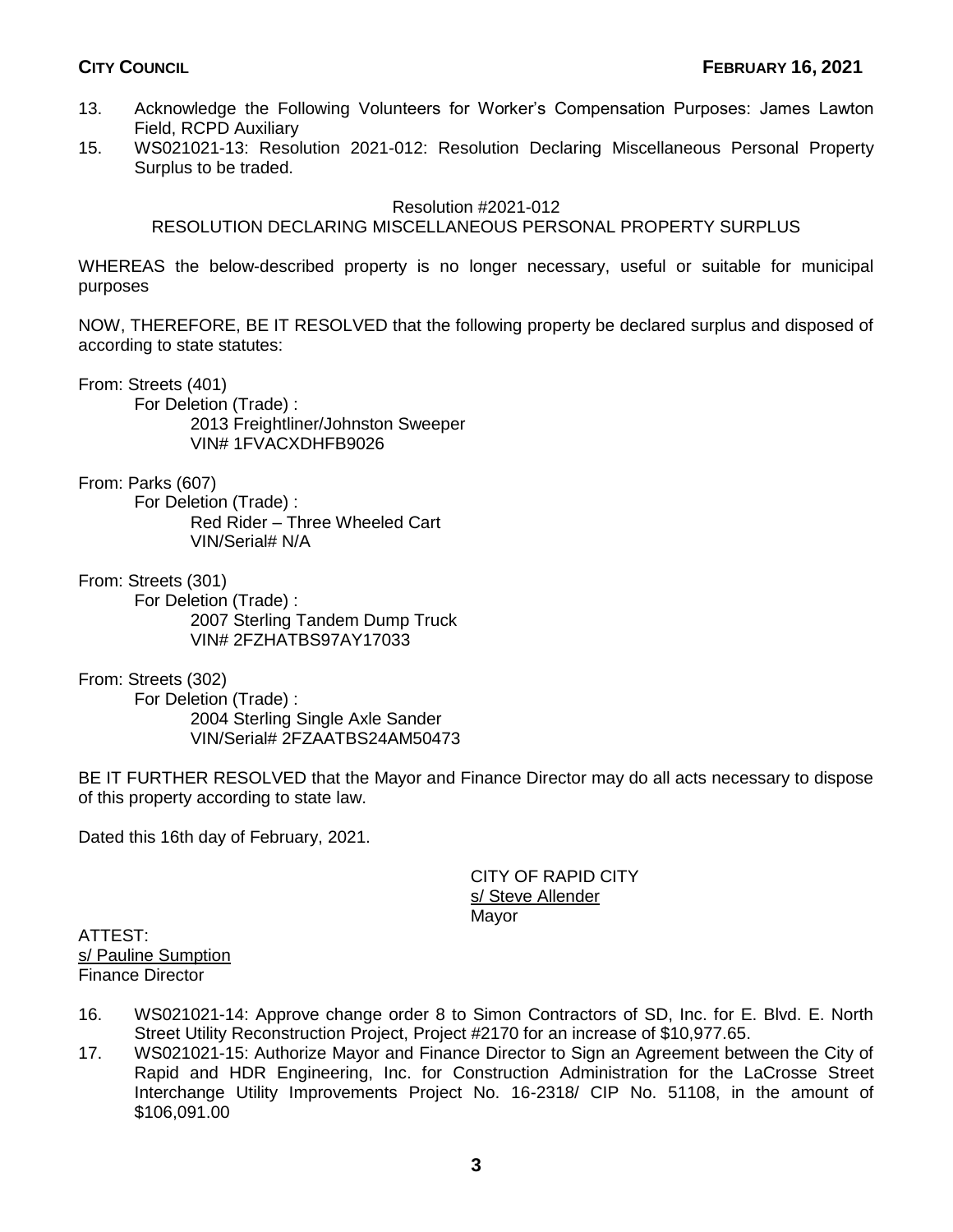13. Acknowledge the Following Volunteers for Worker's Compensation Purposes: James Lawton Field, RCPD Auxiliary
15. WS021021-13: Resolution 2021-012: Resolution Declaring Miscellaneous Personal Property Surplus to be traded.

Resolution #2021-012
RESOLUTION DECLARING MISCELLANEOUS PERSONAL PROPERTY SURPLUS

WHEREAS the below-described property is no longer necessary, useful or suitable for municipal purposes

NOW, THEREFORE, BE IT RESOLVED that the following property be declared surplus and disposed of according to state statutes:

From: Streets (401)
For Deletion (Trade) :
2013 Freightliner/Johnston Sweeper
VIN# 1FVACXDHFB9026

From: Parks (607)
For Deletion (Trade) :
Red Rider – Three Wheeled Cart
VIN/Serial# N/A

From: Streets (301)
For Deletion (Trade) :
2007 Sterling Tandem Dump Truck
VIN# 2FZHATBS97AY17033

From: Streets (302)
For Deletion (Trade) :
2004 Sterling Single Axle Sander
VIN/Serial# 2FZAATBS24AM50473

BE IT FURTHER RESOLVED that the Mayor and Finance Director may do all acts necessary to dispose of this property according to state law.

Dated this 16th day of February, 2021.

CITY OF RAPID CITY
s/ Steve Allender
Mayor

ATTEST:
s/ Pauline Sumption
Finance Director

16. WS021021-14: Approve change order 8 to Simon Contractors of SD, Inc. for E. Blvd. E. North Street Utility Reconstruction Project, Project #2170 for an increase of $10,977.65.
17. WS021021-15: Authorize Mayor and Finance Director to Sign an Agreement between the City of Rapid and HDR Engineering, Inc. for Construction Administration for the LaCrosse Street Interchange Utility Improvements Project No. 16-2318/ CIP No. 51108, in the amount of $106,091.00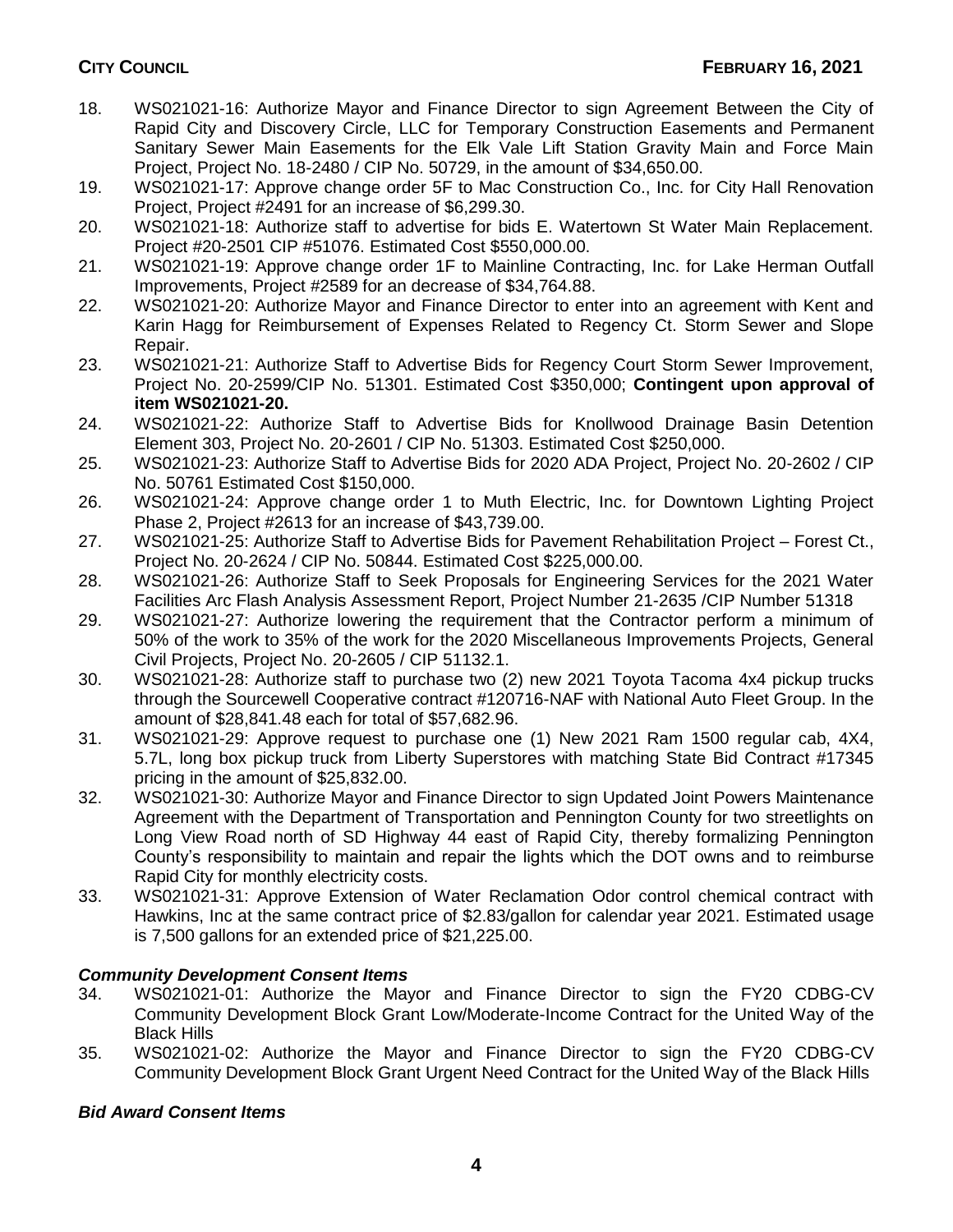18. WS021021-16: Authorize Mayor and Finance Director to sign Agreement Between the City of Rapid City and Discovery Circle, LLC for Temporary Construction Easements and Permanent Sanitary Sewer Main Easements for the Elk Vale Lift Station Gravity Main and Force Main Project, Project No. 18-2480 / CIP No. 50729, in the amount of $34,650.00.
19. WS021021-17: Approve change order 5F to Mac Construction Co., Inc. for City Hall Renovation Project, Project #2491 for an increase of $6,299.30.
20. WS021021-18: Authorize staff to advertise for bids E. Watertown St Water Main Replacement. Project #20-2501 CIP #51076. Estimated Cost $550,000.00.
21. WS021021-19: Approve change order 1F to Mainline Contracting, Inc. for Lake Herman Outfall Improvements, Project #2589 for an decrease of $34,764.88.
22. WS021021-20: Authorize Mayor and Finance Director to enter into an agreement with Kent and Karin Hagg for Reimbursement of Expenses Related to Regency Ct. Storm Sewer and Slope Repair.
23. WS021021-21: Authorize Staff to Advertise Bids for Regency Court Storm Sewer Improvement, Project No. 20-2599/CIP No. 51301. Estimated Cost $350,000; **Contingent upon approval of item WS021021-20.**
24. WS021021-22: Authorize Staff to Advertise Bids for Knollwood Drainage Basin Detention Element 303, Project No. 20-2601 / CIP No. 51303. Estimated Cost $250,000.
25. WS021021-23: Authorize Staff to Advertise Bids for 2020 ADA Project, Project No. 20-2602 / CIP No. 50761 Estimated Cost $150,000.
26. WS021021-24: Approve change order 1 to Muth Electric, Inc. for Downtown Lighting Project Phase 2, Project #2613 for an increase of $43,739.00.
27. WS021021-25: Authorize Staff to Advertise Bids for Pavement Rehabilitation Project – Forest Ct., Project No. 20-2624 / CIP No. 50844. Estimated Cost $225,000.00.
28. WS021021-26: Authorize Staff to Seek Proposals for Engineering Services for the 2021 Water Facilities Arc Flash Analysis Assessment Report, Project Number 21-2635 /CIP Number 51318
29. WS021021-27: Authorize lowering the requirement that the Contractor perform a minimum of 50% of the work to 35% of the work for the 2020 Miscellaneous Improvements Projects, General Civil Projects, Project No. 20-2605 / CIP 51132.1.
30. WS021021-28: Authorize staff to purchase two (2) new 2021 Toyota Tacoma 4x4 pickup trucks through the Sourcewell Cooperative contract #120716-NAF with National Auto Fleet Group. In the amount of $28,841.48 each for total of $57,682.96.
31. WS021021-29: Approve request to purchase one (1) New 2021 Ram 1500 regular cab, 4X4, 5.7L, long box pickup truck from Liberty Superstores with matching State Bid Contract #17345 pricing in the amount of $25,832.00.
32. WS021021-30: Authorize Mayor and Finance Director to sign Updated Joint Powers Maintenance Agreement with the Department of Transportation and Pennington County for two streetlights on Long View Road north of SD Highway 44 east of Rapid City, thereby formalizing Pennington County's responsibility to maintain and repair the lights which the DOT owns and to reimburse Rapid City for monthly electricity costs.
33. WS021021-31: Approve Extension of Water Reclamation Odor control chemical contract with Hawkins, Inc at the same contract price of $2.83/gallon for calendar year 2021. Estimated usage is 7,500 gallons for an extended price of $21,225.00.

### *Community Development Consent Items*

34. WS021021-01: Authorize the Mayor and Finance Director to sign the FY20 CDBG-CV Community Development Block Grant Low/Moderate-Income Contract for the United Way of the Black Hills
35. WS021021-02: Authorize the Mayor and Finance Director to sign the FY20 CDBG-CV Community Development Block Grant Urgent Need Contract for the United Way of the Black Hills

### *Bid Award Consent Items*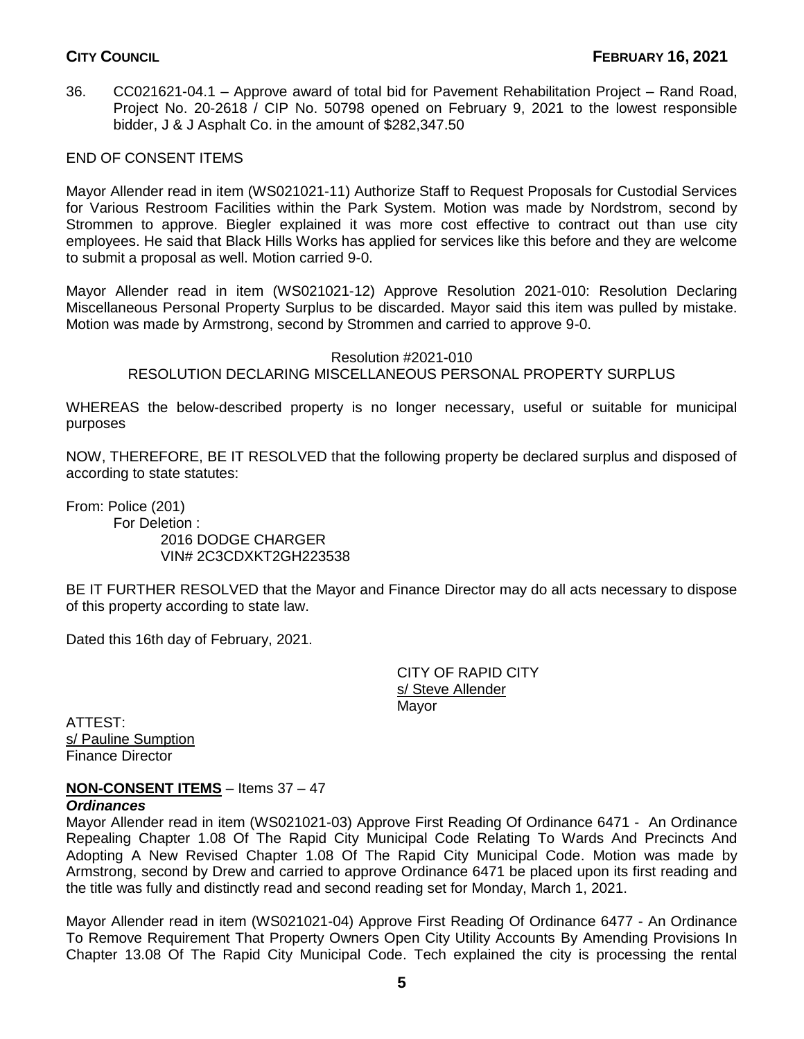36. CC021621-04.1 – Approve award of total bid for Pavement Rehabilitation Project – Rand Road, Project No. 20-2618 / CIP No. 50798 opened on February 9, 2021 to the lowest responsible bidder, J & J Asphalt Co. in the amount of $282,347.50

END OF CONSENT ITEMS

Mayor Allender read in item (WS021021-11) Authorize Staff to Request Proposals for Custodial Services for Various Restroom Facilities within the Park System. Motion was made by Nordstrom, second by Strommen to approve. Biegler explained it was more cost effective to contract out than use city employees. He said that Black Hills Works has applied for services like this before and they are welcome to submit a proposal as well. Motion carried 9-0.

Mayor Allender read in item (WS021021-12) Approve Resolution 2021-010: Resolution Declaring Miscellaneous Personal Property Surplus to be discarded. Mayor said this item was pulled by mistake. Motion was made by Armstrong, second by Strommen and carried to approve 9-0.

Resolution #2021-010
RESOLUTION DECLARING MISCELLANEOUS PERSONAL PROPERTY SURPLUS

WHEREAS the below-described property is no longer necessary, useful or suitable for municipal purposes

NOW, THEREFORE, BE IT RESOLVED that the following property be declared surplus and disposed of according to state statutes:

From: Police (201)
For Deletion :
2016 DODGE CHARGER
VIN# 2C3CDXKT2GH223538

BE IT FURTHER RESOLVED that the Mayor and Finance Director may do all acts necessary to dispose of this property according to state law.

Dated this 16th day of February, 2021.

CITY OF RAPID CITY
s/ Steve Allender
Mayor

ATTEST:
s/ Pauline Sumption
Finance Director

**NON-CONSENT ITEMS** – Items 37 – 47

***Ordinances***

Mayor Allender read in item (WS021021-03) Approve First Reading Of Ordinance 6471 - An Ordinance Repealing Chapter 1.08 Of The Rapid City Municipal Code Relating To Wards And Precincts And Adopting A New Revised Chapter 1.08 Of The Rapid City Municipal Code. Motion was made by Armstrong, second by Drew and carried to approve Ordinance 6471 be placed upon its first reading and the title was fully and distinctly read and second reading set for Monday, March 1, 2021.

Mayor Allender read in item (WS021021-04) Approve First Reading Of Ordinance 6477 - An Ordinance To Remove Requirement That Property Owners Open City Utility Accounts By Amending Provisions In Chapter 13.08 Of The Rapid City Municipal Code. Tech explained the city is processing the rental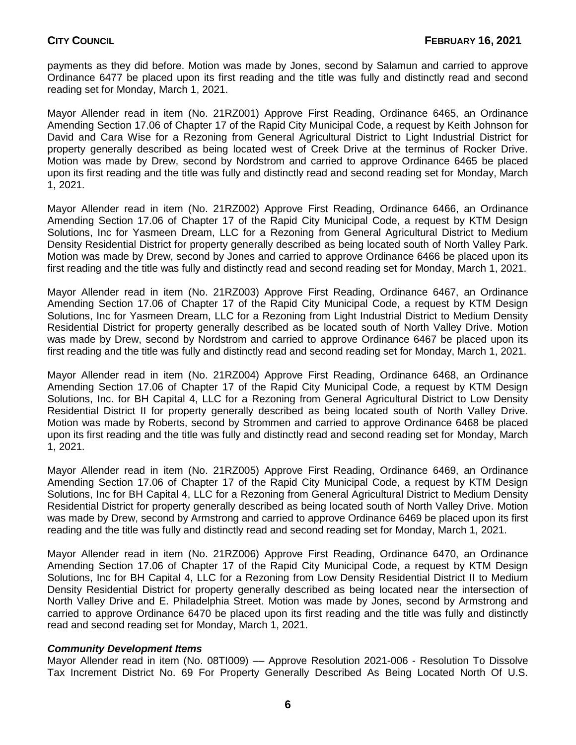payments as they did before. Motion was made by Jones, second by Salamun and carried to approve Ordinance 6477 be placed upon its first reading and the title was fully and distinctly read and second reading set for Monday, March 1, 2021.

Mayor Allender read in item (No. 21RZ001) Approve First Reading, Ordinance 6465, an Ordinance Amending Section 17.06 of Chapter 17 of the Rapid City Municipal Code, a request by Keith Johnson for David and Cara Wise for a Rezoning from General Agricultural District to Light Industrial District for property generally described as being located west of Creek Drive at the terminus of Rocker Drive. Motion was made by Drew, second by Nordstrom and carried to approve Ordinance 6465 be placed upon its first reading and the title was fully and distinctly read and second reading set for Monday, March 1, 2021.

Mayor Allender read in item (No. 21RZ002) Approve First Reading, Ordinance 6466, an Ordinance Amending Section 17.06 of Chapter 17 of the Rapid City Municipal Code, a request by KTM Design Solutions, Inc for Yasmeen Dream, LLC for a Rezoning from General Agricultural District to Medium Density Residential District for property generally described as being located south of North Valley Park. Motion was made by Drew, second by Jones and carried to approve Ordinance 6466 be placed upon its first reading and the title was fully and distinctly read and second reading set for Monday, March 1, 2021.

Mayor Allender read in item (No. 21RZ003) Approve First Reading, Ordinance 6467, an Ordinance Amending Section 17.06 of Chapter 17 of the Rapid City Municipal Code, a request by KTM Design Solutions, Inc for Yasmeen Dream, LLC for a Rezoning from Light Industrial District to Medium Density Residential District for property generally described as be located south of North Valley Drive. Motion was made by Drew, second by Nordstrom and carried to approve Ordinance 6467 be placed upon its first reading and the title was fully and distinctly read and second reading set for Monday, March 1, 2021.

Mayor Allender read in item (No. 21RZ004) Approve First Reading, Ordinance 6468, an Ordinance Amending Section 17.06 of Chapter 17 of the Rapid City Municipal Code, a request by KTM Design Solutions, Inc. for BH Capital 4, LLC for a Rezoning from General Agricultural District to Low Density Residential District II for property generally described as being located south of North Valley Drive. Motion was made by Roberts, second by Strommen and carried to approve Ordinance 6468 be placed upon its first reading and the title was fully and distinctly read and second reading set for Monday, March 1, 2021.

Mayor Allender read in item (No. 21RZ005) Approve First Reading, Ordinance 6469, an Ordinance Amending Section 17.06 of Chapter 17 of the Rapid City Municipal Code, a request by KTM Design Solutions, Inc for BH Capital 4, LLC for a Rezoning from General Agricultural District to Medium Density Residential District for property generally described as being located south of North Valley Drive. Motion was made by Drew, second by Armstrong and carried to approve Ordinance 6469 be placed upon its first reading and the title was fully and distinctly read and second reading set for Monday, March 1, 2021.

Mayor Allender read in item (No. 21RZ006) Approve First Reading, Ordinance 6470, an Ordinance Amending Section 17.06 of Chapter 17 of the Rapid City Municipal Code, a request by KTM Design Solutions, Inc for BH Capital 4, LLC for a Rezoning from Low Density Residential District II to Medium Density Residential District for property generally described as being located near the intersection of North Valley Drive and E. Philadelphia Street. Motion was made by Jones, second by Armstrong and carried to approve Ordinance 6470 be placed upon its first reading and the title was fully and distinctly read and second reading set for Monday, March 1, 2021.

***Community Development Items***

Mayor Allender read in item (No. 08TI009) –– Approve Resolution 2021-006 - Resolution To Dissolve Tax Increment District No. 69 For Property Generally Described As Being Located North Of U.S.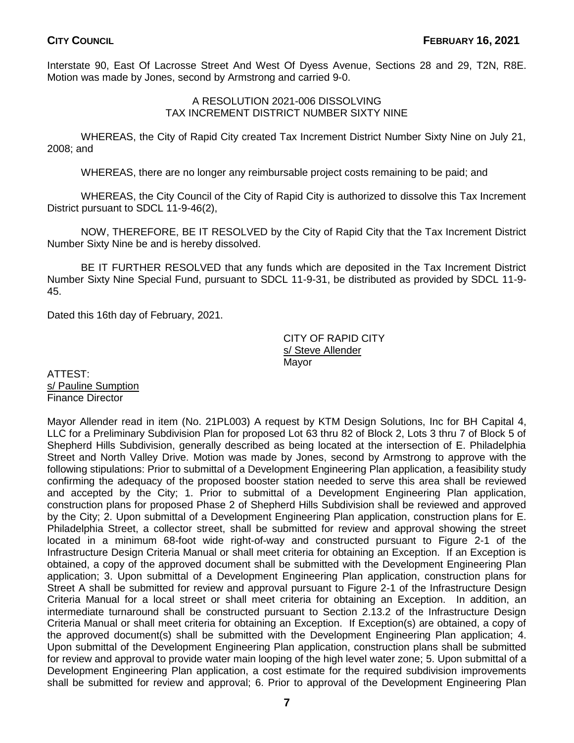Interstate 90, East Of Lacrosse Street And West Of Dyess Avenue, Sections 28 and 29, T2N, R8E. Motion was made by Jones, second by Armstrong and carried 9-0.

A RESOLUTION 2021-006 DISSOLVING
TAX INCREMENT DISTRICT NUMBER SIXTY NINE

WHEREAS, the City of Rapid City created Tax Increment District Number Sixty Nine on July 21, 2008; and

WHEREAS, there are no longer any reimbursable project costs remaining to be paid; and

WHEREAS, the City Council of the City of Rapid City is authorized to dissolve this Tax Increment District pursuant to SDCL 11-9-46(2),

NOW, THEREFORE, BE IT RESOLVED by the City of Rapid City that the Tax Increment District Number Sixty Nine be and is hereby dissolved.

BE IT FURTHER RESOLVED that any funds which are deposited in the Tax Increment District Number Sixty Nine Special Fund, pursuant to SDCL 11-9-31, be distributed as provided by SDCL 11-9-45.

Dated this 16th day of February, 2021.

CITY OF RAPID CITY
s/ Steve Allender
Mayor

ATTEST:
s/ Pauline Sumption
Finance Director

Mayor Allender read in item (No. 21PL003) A request by KTM Design Solutions, Inc for BH Capital 4, LLC for a Preliminary Subdivision Plan for proposed Lot 63 thru 82 of Block 2, Lots 3 thru 7 of Block 5 of Shepherd Hills Subdivision, generally described as being located at the intersection of E. Philadelphia Street and North Valley Drive. Motion was made by Jones, second by Armstrong to approve with the following stipulations: Prior to submittal of a Development Engineering Plan application, a feasibility study confirming the adequacy of the proposed booster station needed to serve this area shall be reviewed and accepted by the City; 1. Prior to submittal of a Development Engineering Plan application, construction plans for proposed Phase 2 of Shepherd Hills Subdivision shall be reviewed and approved by the City; 2. Upon submittal of a Development Engineering Plan application, construction plans for E. Philadelphia Street, a collector street, shall be submitted for review and approval showing the street located in a minimum 68-foot wide right-of-way and constructed pursuant to Figure 2-1 of the Infrastructure Design Criteria Manual or shall meet criteria for obtaining an Exception. If an Exception is obtained, a copy of the approved document shall be submitted with the Development Engineering Plan application; 3. Upon submittal of a Development Engineering Plan application, construction plans for Street A shall be submitted for review and approval pursuant to Figure 2-1 of the Infrastructure Design Criteria Manual for a local street or shall meet criteria for obtaining an Exception. In addition, an intermediate turnaround shall be constructed pursuant to Section 2.13.2 of the Infrastructure Design Criteria Manual or shall meet criteria for obtaining an Exception. If Exception(s) are obtained, a copy of the approved document(s) shall be submitted with the Development Engineering Plan application; 4. Upon submittal of the Development Engineering Plan application, construction plans shall be submitted for review and approval to provide water main looping of the high level water zone; 5. Upon submittal of a Development Engineering Plan application, a cost estimate for the required subdivision improvements shall be submitted for review and approval; 6. Prior to approval of the Development Engineering Plan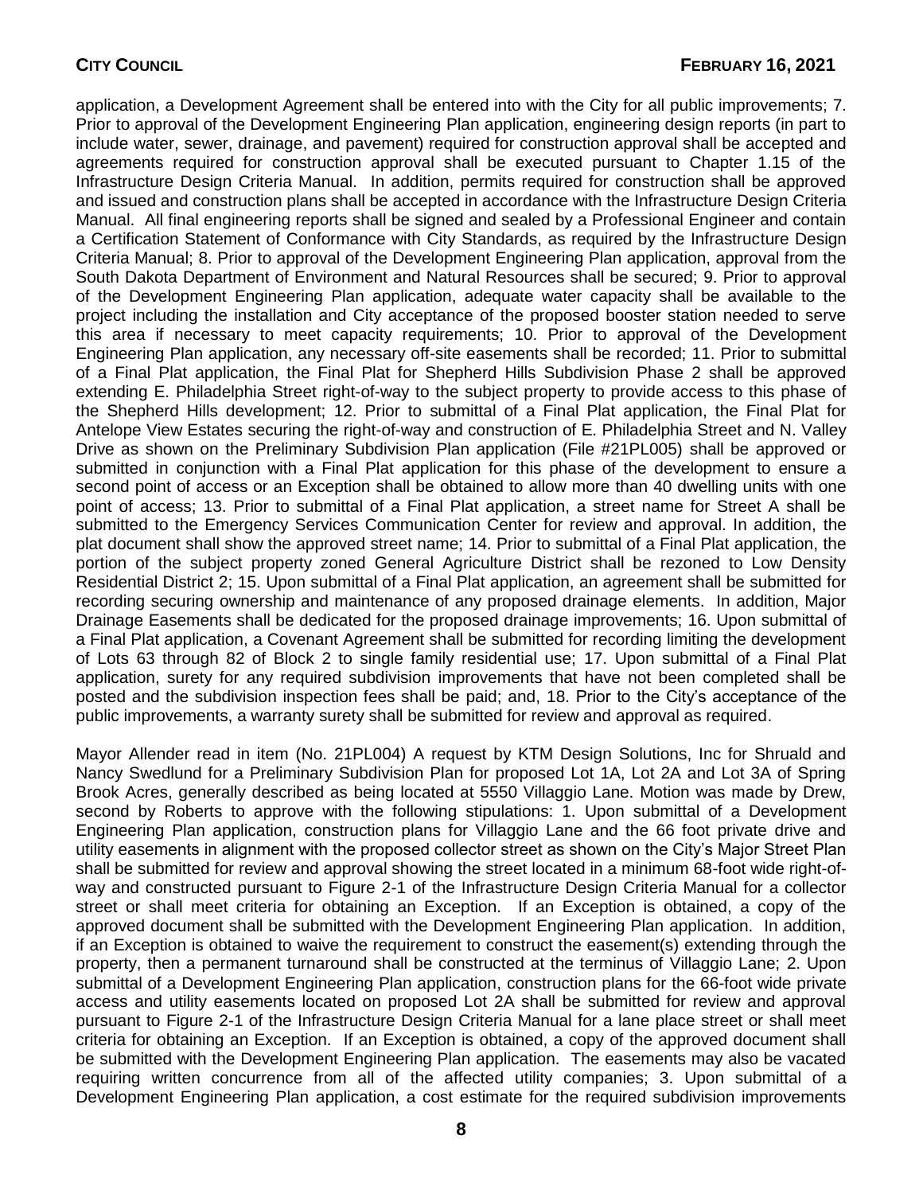application, a Development Agreement shall be entered into with the City for all public improvements; 7. Prior to approval of the Development Engineering Plan application, engineering design reports (in part to include water, sewer, drainage, and pavement) required for construction approval shall be accepted and agreements required for construction approval shall be executed pursuant to Chapter 1.15 of the Infrastructure Design Criteria Manual. In addition, permits required for construction shall be approved and issued and construction plans shall be accepted in accordance with the Infrastructure Design Criteria Manual. All final engineering reports shall be signed and sealed by a Professional Engineer and contain a Certification Statement of Conformance with City Standards, as required by the Infrastructure Design Criteria Manual; 8. Prior to approval of the Development Engineering Plan application, approval from the South Dakota Department of Environment and Natural Resources shall be secured; 9. Prior to approval of the Development Engineering Plan application, adequate water capacity shall be available to the project including the installation and City acceptance of the proposed booster station needed to serve this area if necessary to meet capacity requirements; 10. Prior to approval of the Development Engineering Plan application, any necessary off-site easements shall be recorded; 11. Prior to submittal of a Final Plat application, the Final Plat for Shepherd Hills Subdivision Phase 2 shall be approved extending E. Philadelphia Street right-of-way to the subject property to provide access to this phase of the Shepherd Hills development; 12. Prior to submittal of a Final Plat application, the Final Plat for Antelope View Estates securing the right-of-way and construction of E. Philadelphia Street and N. Valley Drive as shown on the Preliminary Subdivision Plan application (File #21PL005) shall be approved or submitted in conjunction with a Final Plat application for this phase of the development to ensure a second point of access or an Exception shall be obtained to allow more than 40 dwelling units with one point of access; 13. Prior to submittal of a Final Plat application, a street name for Street A shall be submitted to the Emergency Services Communication Center for review and approval. In addition, the plat document shall show the approved street name; 14. Prior to submittal of a Final Plat application, the portion of the subject property zoned General Agriculture District shall be rezoned to Low Density Residential District 2; 15. Upon submittal of a Final Plat application, an agreement shall be submitted for recording securing ownership and maintenance of any proposed drainage elements. In addition, Major Drainage Easements shall be dedicated for the proposed drainage improvements; 16. Upon submittal of a Final Plat application, a Covenant Agreement shall be submitted for recording limiting the development of Lots 63 through 82 of Block 2 to single family residential use; 17. Upon submittal of a Final Plat application, surety for any required subdivision improvements that have not been completed shall be posted and the subdivision inspection fees shall be paid; and, 18. Prior to the City's acceptance of the public improvements, a warranty surety shall be submitted for review and approval as required.

Mayor Allender read in item (No. 21PL004) A request by KTM Design Solutions, Inc for Shruald and Nancy Swedlund for a Preliminary Subdivision Plan for proposed Lot 1A, Lot 2A and Lot 3A of Spring Brook Acres, generally described as being located at 5550 Villaggio Lane. Motion was made by Drew, second by Roberts to approve with the following stipulations: 1. Upon submittal of a Development Engineering Plan application, construction plans for Villaggio Lane and the 66 foot private drive and utility easements in alignment with the proposed collector street as shown on the City's Major Street Plan shall be submitted for review and approval showing the street located in a minimum 68-foot wide right-of-way and constructed pursuant to Figure 2-1 of the Infrastructure Design Criteria Manual for a collector street or shall meet criteria for obtaining an Exception. If an Exception is obtained, a copy of the approved document shall be submitted with the Development Engineering Plan application. In addition, if an Exception is obtained to waive the requirement to construct the easement(s) extending through the property, then a permanent turnaround shall be constructed at the terminus of Villaggio Lane; 2. Upon submittal of a Development Engineering Plan application, construction plans for the 66-foot wide private access and utility easements located on proposed Lot 2A shall be submitted for review and approval pursuant to Figure 2-1 of the Infrastructure Design Criteria Manual for a lane place street or shall meet criteria for obtaining an Exception. If an Exception is obtained, a copy of the approved document shall be submitted with the Development Engineering Plan application. The easements may also be vacated requiring written concurrence from all of the affected utility companies; 3. Upon submittal of a Development Engineering Plan application, a cost estimate for the required subdivision improvements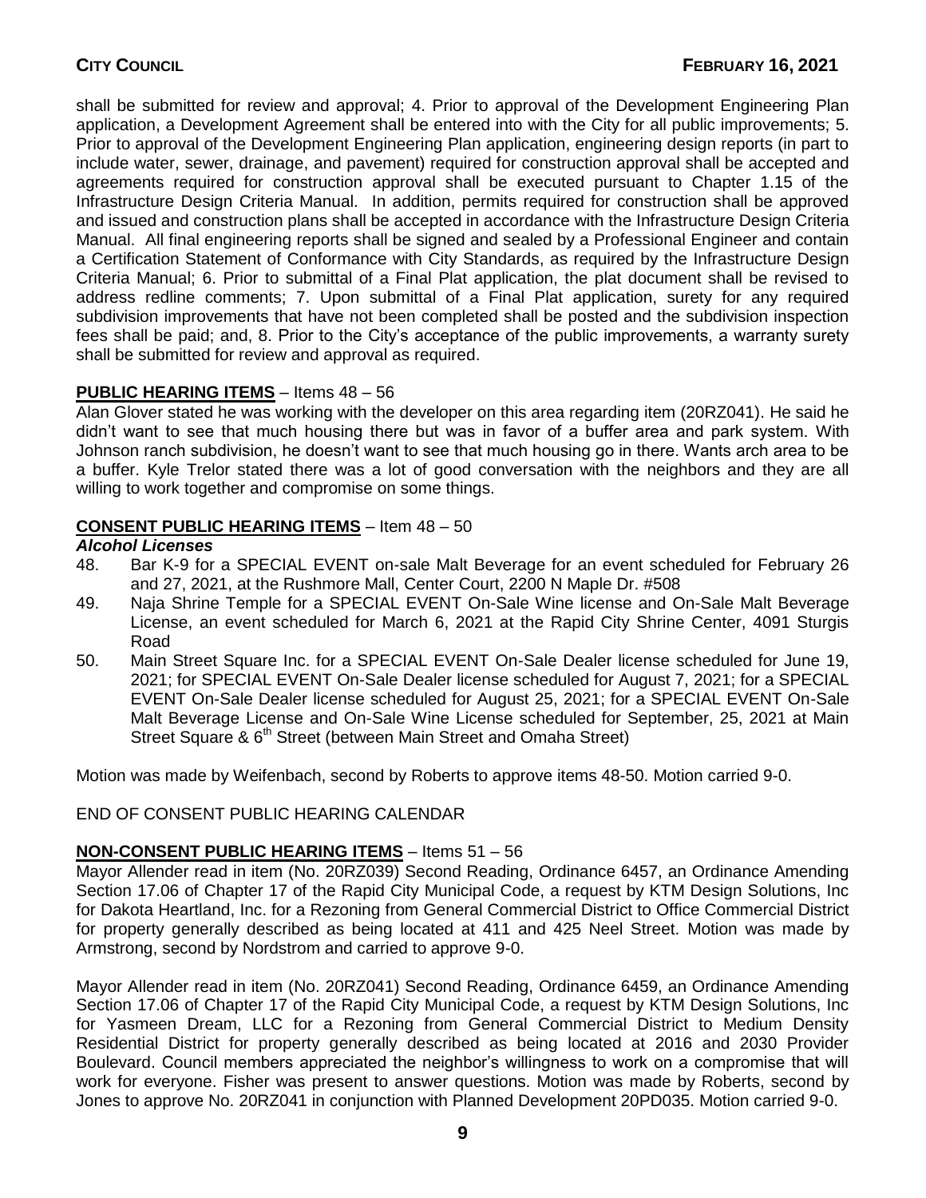shall be submitted for review and approval; 4. Prior to approval of the Development Engineering Plan application, a Development Agreement shall be entered into with the City for all public improvements; 5. Prior to approval of the Development Engineering Plan application, engineering design reports (in part to include water, sewer, drainage, and pavement) required for construction approval shall be accepted and agreements required for construction approval shall be executed pursuant to Chapter 1.15 of the Infrastructure Design Criteria Manual. In addition, permits required for construction shall be approved and issued and construction plans shall be accepted in accordance with the Infrastructure Design Criteria Manual. All final engineering reports shall be signed and sealed by a Professional Engineer and contain a Certification Statement of Conformance with City Standards, as required by the Infrastructure Design Criteria Manual; 6. Prior to submittal of a Final Plat application, the plat document shall be revised to address redline comments; 7. Upon submittal of a Final Plat application, surety for any required subdivision improvements that have not been completed shall be posted and the subdivision inspection fees shall be paid; and, 8. Prior to the City's acceptance of the public improvements, a warranty surety shall be submitted for review and approval as required.

**PUBLIC HEARING ITEMS** – Items 48 – 56

Alan Glover stated he was working with the developer on this area regarding item (20RZ041). He said he didn't want to see that much housing there but was in favor of a buffer area and park system. With Johnson ranch subdivision, he doesn't want to see that much housing go in there. Wants arch area to be a buffer. Kyle Trelor stated there was a lot of good conversation with the neighbors and they are all willing to work together and compromise on some things.

**CONSENT PUBLIC HEARING ITEMS** – Item 48 – 50

***Alcohol Licenses***

48. Bar K-9 for a SPECIAL EVENT on-sale Malt Beverage for an event scheduled for February 26 and 27, 2021, at the Rushmore Mall, Center Court, 2200 N Maple Dr. #508
49. Naja Shrine Temple for a SPECIAL EVENT On-Sale Wine license and On-Sale Malt Beverage License, an event scheduled for March 6, 2021 at the Rapid City Shrine Center, 4091 Sturgis Road
50. Main Street Square Inc. for a SPECIAL EVENT On-Sale Dealer license scheduled for June 19, 2021; for SPECIAL EVENT On-Sale Dealer license scheduled for August 7, 2021; for a SPECIAL EVENT On-Sale Dealer license scheduled for August 25, 2021; for a SPECIAL EVENT On-Sale Malt Beverage License and On-Sale Wine License scheduled for September, 25, 2021 at Main Street Square & 6th Street (between Main Street and Omaha Street)

Motion was made by Weifenbach, second by Roberts to approve items 48-50. Motion carried 9-0.

END OF CONSENT PUBLIC HEARING CALENDAR

**NON-CONSENT PUBLIC HEARING ITEMS** – Items 51 – 56

Mayor Allender read in item (No. 20RZ039) Second Reading, Ordinance 6457, an Ordinance Amending Section 17.06 of Chapter 17 of the Rapid City Municipal Code, a request by KTM Design Solutions, Inc for Dakota Heartland, Inc. for a Rezoning from General Commercial District to Office Commercial District for property generally described as being located at 411 and 425 Neel Street. Motion was made by Armstrong, second by Nordstrom and carried to approve 9-0.

Mayor Allender read in item (No. 20RZ041) Second Reading, Ordinance 6459, an Ordinance Amending Section 17.06 of Chapter 17 of the Rapid City Municipal Code, a request by KTM Design Solutions, Inc for Yasmeen Dream, LLC for a Rezoning from General Commercial District to Medium Density Residential District for property generally described as being located at 2016 and 2030 Provider Boulevard. Council members appreciated the neighbor's willingness to work on a compromise that will work for everyone. Fisher was present to answer questions. Motion was made by Roberts, second by Jones to approve No. 20RZ041 in conjunction with Planned Development 20PD035. Motion carried 9-0.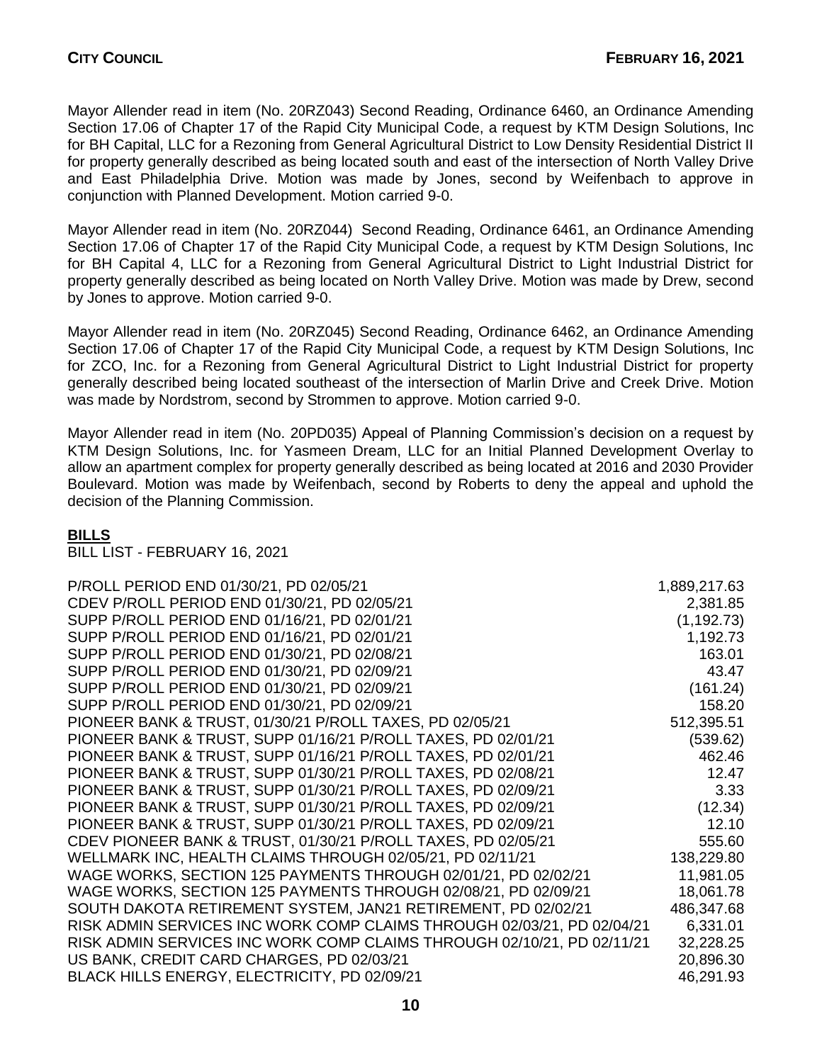Mayor Allender read in item (No. 20RZ043) Second Reading, Ordinance 6460, an Ordinance Amending Section 17.06 of Chapter 17 of the Rapid City Municipal Code, a request by KTM Design Solutions, Inc for BH Capital, LLC for a Rezoning from General Agricultural District to Low Density Residential District II for property generally described as being located south and east of the intersection of North Valley Drive and East Philadelphia Drive. Motion was made by Jones, second by Weifenbach to approve in conjunction with Planned Development. Motion carried 9-0.

Mayor Allender read in item (No. 20RZ044) Second Reading, Ordinance 6461, an Ordinance Amending Section 17.06 of Chapter 17 of the Rapid City Municipal Code, a request by KTM Design Solutions, Inc for BH Capital 4, LLC for a Rezoning from General Agricultural District to Light Industrial District for property generally described as being located on North Valley Drive. Motion was made by Drew, second by Jones to approve. Motion carried 9-0.

Mayor Allender read in item (No. 20RZ045) Second Reading, Ordinance 6462, an Ordinance Amending Section 17.06 of Chapter 17 of the Rapid City Municipal Code, a request by KTM Design Solutions, Inc for ZCO, Inc. for a Rezoning from General Agricultural District to Light Industrial District for property generally described being located southeast of the intersection of Marlin Drive and Creek Drive. Motion was made by Nordstrom, second by Strommen to approve. Motion carried 9-0.

Mayor Allender read in item (No. 20PD035) Appeal of Planning Commission's decision on a request by KTM Design Solutions, Inc. for Yasmeen Dream, LLC for an Initial Planned Development Overlay to allow an apartment complex for property generally described as being located at 2016 and 2030 Provider Boulevard. Motion was made by Weifenbach, second by Roberts to deny the appeal and uphold the decision of the Planning Commission.

## BILLS

BILL LIST - FEBRUARY 16, 2021

| | |
|---|---|
| P/ROLL PERIOD END 01/30/21, PD 02/05/21 | 1,889,217.63 |
| CDEV P/ROLL PERIOD END 01/30/21, PD 02/05/21 | 2,381.85 |
| SUPP P/ROLL PERIOD END 01/16/21, PD 02/01/21 | (1,192.73) |
| SUPP P/ROLL PERIOD END 01/16/21, PD 02/01/21 | 1,192.73 |
| SUPP P/ROLL PERIOD END 01/30/21, PD 02/08/21 | 163.01 |
| SUPP P/ROLL PERIOD END 01/30/21, PD 02/09/21 | 43.47 |
| SUPP P/ROLL PERIOD END 01/30/21, PD 02/09/21 | (161.24) |
| SUPP P/ROLL PERIOD END 01/30/21, PD 02/09/21 | 158.20 |
| PIONEER BANK & TRUST, 01/30/21 P/ROLL TAXES, PD 02/05/21 | 512,395.51 |
| PIONEER BANK & TRUST, SUPP 01/16/21 P/ROLL TAXES, PD 02/01/21 | (539.62) |
| PIONEER BANK & TRUST, SUPP 01/16/21 P/ROLL TAXES, PD 02/01/21 | 462.46 |
| PIONEER BANK & TRUST, SUPP 01/30/21 P/ROLL TAXES, PD 02/08/21 | 12.47 |
| PIONEER BANK & TRUST, SUPP 01/30/21 P/ROLL TAXES, PD 02/09/21 | 3.33 |
| PIONEER BANK & TRUST, SUPP 01/30/21 P/ROLL TAXES, PD 02/09/21 | (12.34) |
| PIONEER BANK & TRUST, SUPP 01/30/21 P/ROLL TAXES, PD 02/09/21 | 12.10 |
| CDEV PIONEER BANK & TRUST, 01/30/21 P/ROLL TAXES, PD 02/05/21 | 555.60 |
| WELLMARK INC, HEALTH CLAIMS THROUGH 02/05/21, PD 02/11/21 | 138,229.80 |
| WAGE WORKS, SECTION 125 PAYMENTS THROUGH 02/01/21, PD 02/02/21 | 11,981.05 |
| WAGE WORKS, SECTION 125 PAYMENTS THROUGH 02/08/21, PD 02/09/21 | 18,061.78 |
| SOUTH DAKOTA RETIREMENT SYSTEM, JAN21 RETIREMENT, PD 02/02/21 | 486,347.68 |
| RISK ADMIN SERVICES INC WORK COMP CLAIMS THROUGH 02/03/21, PD 02/04/21 | 6,331.01 |
| RISK ADMIN SERVICES INC WORK COMP CLAIMS THROUGH 02/10/21, PD 02/11/21 | 32,228.25 |
| US BANK, CREDIT CARD CHARGES, PD 02/03/21 | 20,896.30 |
| BLACK HILLS ENERGY, ELECTRICITY, PD 02/09/21 | 46,291.93 |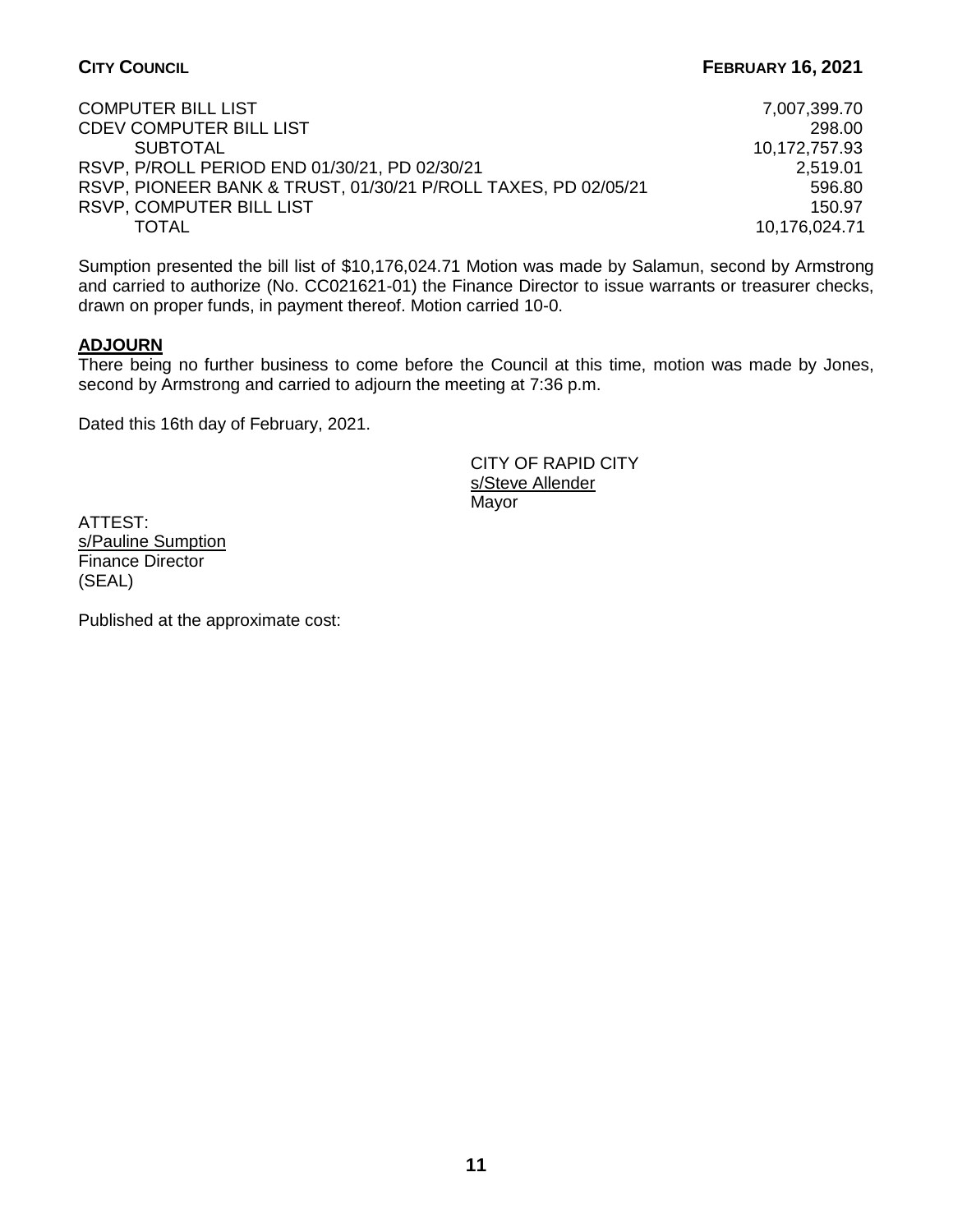| | |
|---|---|
| COMPUTER BILL LIST | 7,007,399.70 |
| CDEV COMPUTER BILL LIST | 298.00 |
| SUBTOTAL | 10,172,757.93 |
| RSVP, P/ROLL PERIOD END 01/30/21, PD 02/30/21 | 2,519.01 |
| RSVP, PIONEER BANK & TRUST, 01/30/21 P/ROLL TAXES, PD 02/05/21 | 596.80 |
| RSVP, COMPUTER BILL LIST | 150.97 |
| TOTAL | 10,176,024.71 |

Sumption presented the bill list of $10,176,024.71 Motion was made by Salamun, second by Armstrong and carried to authorize (No. CC021621-01) the Finance Director to issue warrants or treasurer checks, drawn on proper funds, in payment thereof. Motion carried 10-0.

**ADJOURN**

There being no further business to come before the Council at this time, motion was made by Jones, second by Armstrong and carried to adjourn the meeting at 7:36 p.m.

Dated this 16th day of February, 2021.

CITY OF RAPID CITY
s/Steve Allender
Mayor

ATTEST:
s/Pauline Sumption
Finance Director
(SEAL)

Published at the approximate cost: